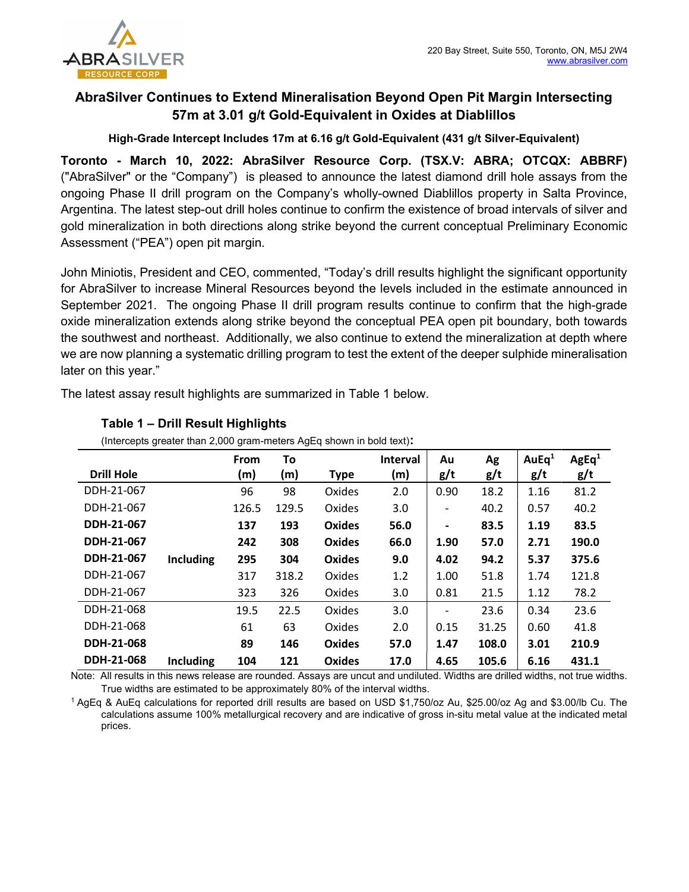220 Bay Street, Suite 550, Toronto, ON, M5J 2W4
www.abrasilver.com

# AbraSilver Continues to Extend Mineralisation Beyond Open Pit Margin Intersecting 57m at 3.01 g/t Gold-Equivalent in Oxides at Diablillos

### High-Grade Intercept Includes 17m at 6.16 g/t Gold-Equivalent (431 g/t Silver-Equivalent)

**Toronto - March 10, 2022: AbraSilver Resource Corp. (TSX.V: ABRA; OTCQX: ABBRF)** ("AbraSilver" or the "Company") is pleased to announce the latest diamond drill hole assays from the ongoing Phase II drill program on the Company's wholly-owned Diablillos property in Salta Province, Argentina. The latest step-out drill holes continue to confirm the existence of broad intervals of silver and gold mineralization in both directions along strike beyond the current conceptual Preliminary Economic Assessment ("PEA") open pit margin.

John Miniotis, President and CEO, commented, "Today's drill results highlight the significant opportunity for AbraSilver to increase Mineral Resources beyond the levels included in the estimate announced in September 2021. The ongoing Phase II drill program results continue to confirm that the high-grade oxide mineralization extends along strike beyond the conceptual PEA open pit boundary, both towards the southwest and northeast. Additionally, we also continue to extend the mineralization at depth where we are now planning a systematic drilling program to test the extent of the deeper sulphide mineralisation later on this year."

The latest assay result highlights are summarized in Table 1 below.

**Table 1 – Drill Result Highlights**

(Intercepts greater than 2,000 gram-meters AgEq shown in bold text):

| Drill Hole | | From (m) | To (m) | Type | Interval (m) | Au g/t | Ag g/t | AuEq[1] g/t | AgEq[1] g/t |
|---|---|---|---|---|---|---|---|---|---|
| DDH-21-067 | | 96 | 98 | Oxides | 2.0 | 0.90 | 18.2 | 1.16 | 81.2 |
| DDH-21-067 | | 126.5 | 129.5 | Oxides | 3.0 | - | 40.2 | 0.57 | 40.2 |
| **DDH-21-067** | | **137** | **193** | **Oxides** | **56.0** | **-** | **83.5** | **1.19** | **83.5** |
| **DDH-21-067** | | **242** | **308** | **Oxides** | **66.0** | **1.90** | **57.0** | **2.71** | **190.0** |
| **DDH-21-067** | **Including** | **295** | **304** | **Oxides** | **9.0** | **4.02** | **94.2** | **5.37** | **375.6** |
| DDH-21-067 | | 317 | 318.2 | Oxides | 1.2 | 1.00 | 51.8 | 1.74 | 121.8 |
| DDH-21-067 | | 323 | 326 | Oxides | 3.0 | 0.81 | 21.5 | 1.12 | 78.2 |
| DDH-21-068 | | 19.5 | 22.5 | Oxides | 3.0 | - | 23.6 | 0.34 | 23.6 |
| DDH-21-068 | | 61 | 63 | Oxides | 2.0 | 0.15 | 31.25 | 0.60 | 41.8 |
| **DDH-21-068** | | **89** | **146** | **Oxides** | **57.0** | **1.47** | **108.0** | **3.01** | **210.9** |
| **DDH-21-068** | **Including** | **104** | **121** | **Oxides** | **17.0** | **4.65** | **105.6** | **6.16** | **431.1** |

Note: All results in this news release are rounded. Assays are uncut and undiluted. Widths are drilled widths, not true widths. True widths are estimated to be approximately 80% of the interval widths.

[1] AgEq & AuEq calculations for reported drill results are based on USD $1,750/oz Au, $25.00/oz Ag and $3.00/lb Cu. The calculations assume 100% metallurgical recovery and are indicative of gross in-situ metal value at the indicated metal prices.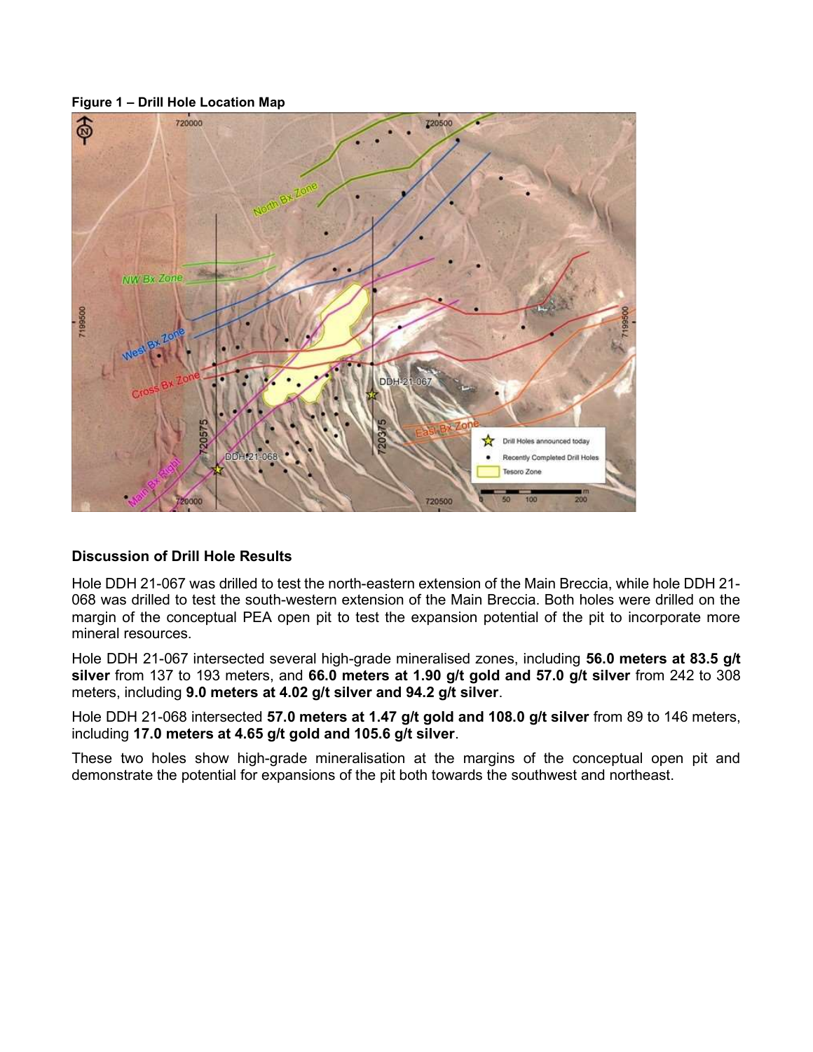**Figure 1 – Drill Hole Location Map**

**Discussion of Drill Hole Results**

Hole DDH 21-067 was drilled to test the north-eastern extension of the Main Breccia, while hole DDH 21-068 was drilled to test the south-western extension of the Main Breccia. Both holes were drilled on the margin of the conceptual PEA open pit to test the expansion potential of the pit to incorporate more mineral resources.

Hole DDH 21-067 intersected several high-grade mineralised zones, including **56.0 meters at 83.5 g/t silver** from 137 to 193 meters, and **66.0 meters at 1.90 g/t gold and 57.0 g/t silver** from 242 to 308 meters, including **9.0 meters at 4.02 g/t silver and 94.2 g/t silver**.

Hole DDH 21-068 intersected **57.0 meters at 1.47 g/t gold and 108.0 g/t silver** from 89 to 146 meters, including **17.0 meters at 4.65 g/t gold and 105.6 g/t silver**.

These two holes show high-grade mineralisation at the margins of the conceptual open pit and demonstrate the potential for expansions of the pit both towards the southwest and northeast.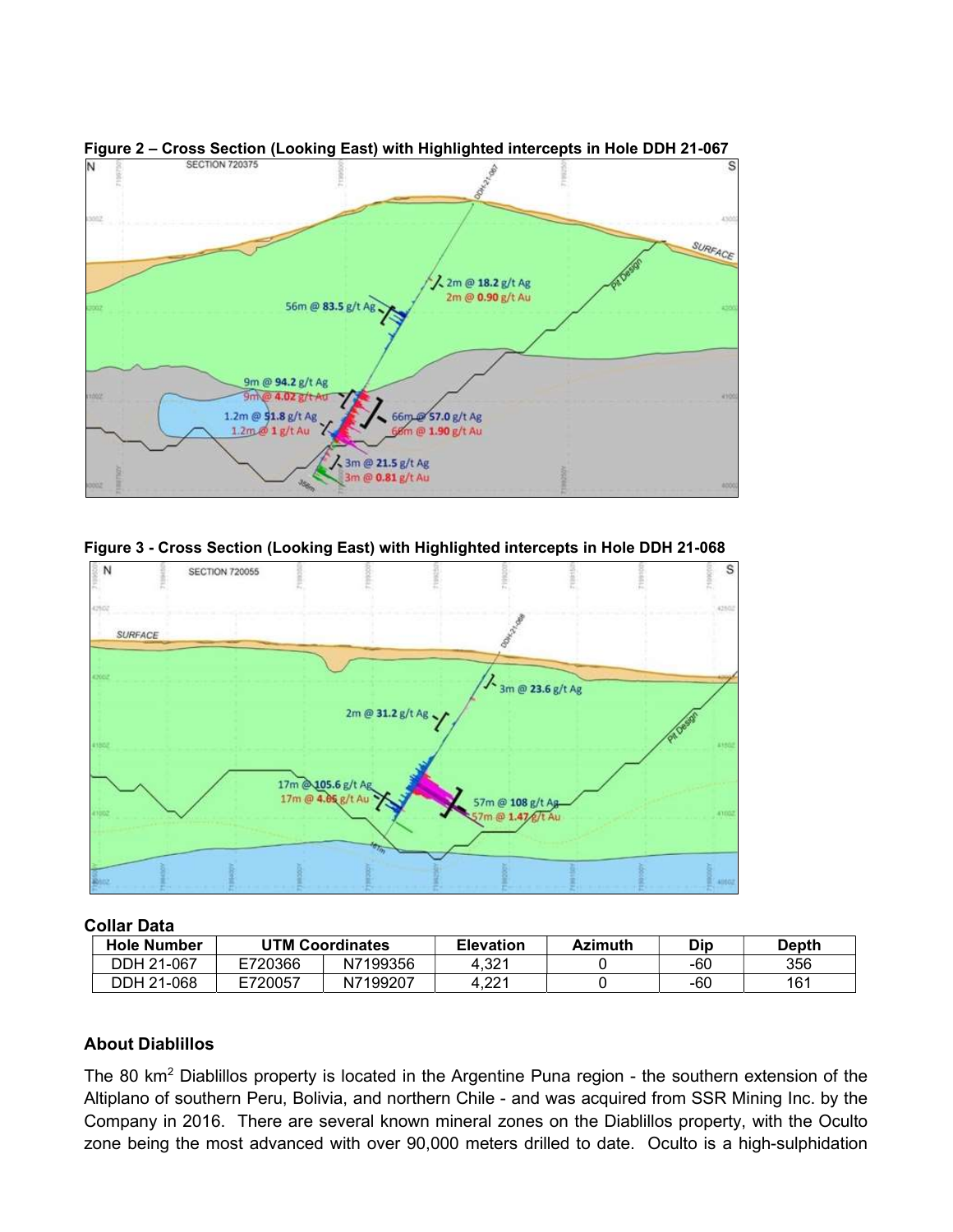**Figure 2 – Cross Section (Looking East) with Highlighted intercepts in Hole DDH 21-067**

**Figure 3 - Cross Section (Looking East) with Highlighted intercepts in Hole DDH 21-068**

### Collar Data

| Hole Number | UTM Coordinates | | Elevation | Azimuth | Dip | Depth |
|---|---|---|---|---|---|---|
| DDH 21-067 | E720366 | N7199356 | 4,321 | 0 | -60 | 356 |
| DDH 21-068 | E720057 | N7199207 | 4,221 | 0 | -60 | 161 |

### About Diablillos

The 80 km$^2$ Diablillos property is located in the Argentine Puna region - the southern extension of the Altiplano of southern Peru, Bolivia, and northern Chile - and was acquired from SSR Mining Inc. by the Company in 2016. There are several known mineral zones on the Diablillos property, with the Oculto zone being the most advanced with over 90,000 meters drilled to date. Oculto is a high-sulphidation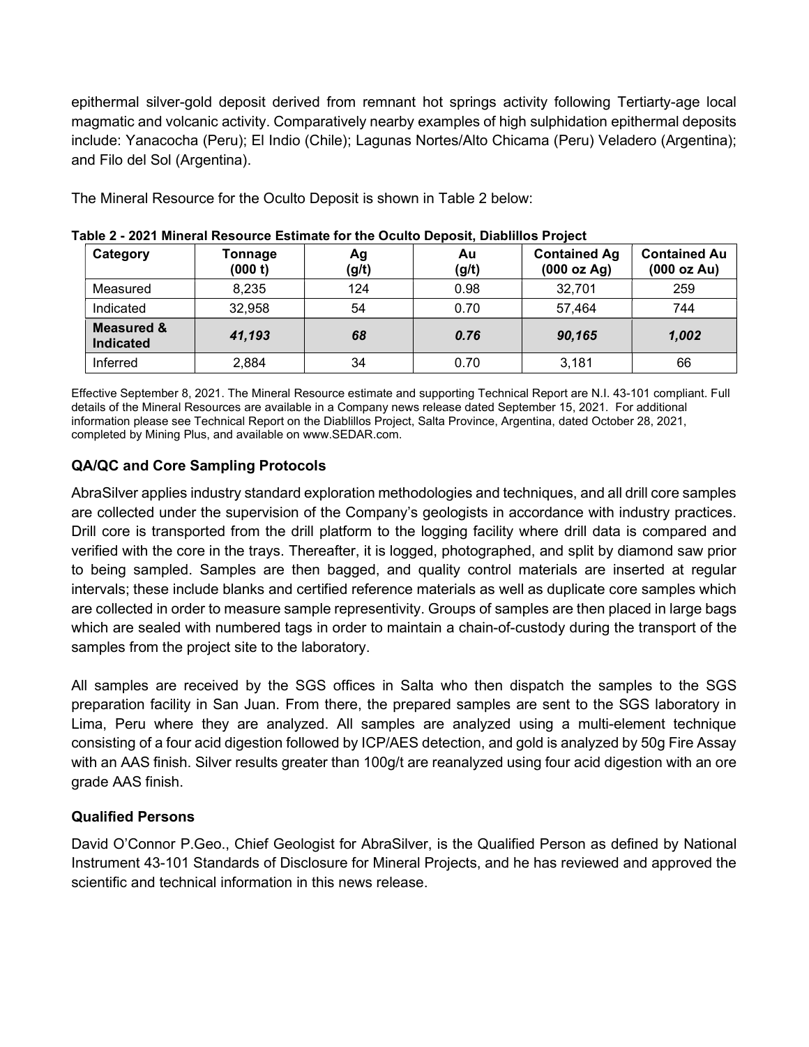epithermal silver-gold deposit derived from remnant hot springs activity following Tertiarty-age local magmatic and volcanic activity. Comparatively nearby examples of high sulphidation epithermal deposits include: Yanacocha (Peru); El Indio (Chile); Lagunas Nortes/Alto Chicama (Peru) Veladero (Argentina); and Filo del Sol (Argentina).

The Mineral Resource for the Oculto Deposit is shown in Table 2 below:

**Table 2 - 2021 Mineral Resource Estimate for the Oculto Deposit, Diablillos Project**

| Category | Tonnage (000 t) | Ag (g/t) | Au (g/t) | Contained Ag (000 oz Ag) | Contained Au (000 oz Au) |
|---|---|---|---|---|---|
| Measured | 8,235 | 124 | 0.98 | 32,701 | 259 |
| Indicated | 32,958 | 54 | 0.70 | 57,464 | 744 |
| **Measured & Indicated** | ***41,193*** | ***68*** | ***0.76*** | ***90,165*** | ***1,002*** |
| Inferred | 2,884 | 34 | 0.70 | 3,181 | 66 |

Effective September 8, 2021. The Mineral Resource estimate and supporting Technical Report are N.I. 43-101 compliant. Full details of the Mineral Resources are available in a Company news release dated September 15, 2021. For additional information please see Technical Report on the Diablillos Project, Salta Province, Argentina, dated October 28, 2021, completed by Mining Plus, and available on www.SEDAR.com.

## QA/QC and Core Sampling Protocols

AbraSilver applies industry standard exploration methodologies and techniques, and all drill core samples are collected under the supervision of the Company's geologists in accordance with industry practices. Drill core is transported from the drill platform to the logging facility where drill data is compared and verified with the core in the trays. Thereafter, it is logged, photographed, and split by diamond saw prior to being sampled. Samples are then bagged, and quality control materials are inserted at regular intervals; these include blanks and certified reference materials as well as duplicate core samples which are collected in order to measure sample representivity. Groups of samples are then placed in large bags which are sealed with numbered tags in order to maintain a chain-of-custody during the transport of the samples from the project site to the laboratory.

All samples are received by the SGS offices in Salta who then dispatch the samples to the SGS preparation facility in San Juan. From there, the prepared samples are sent to the SGS laboratory in Lima, Peru where they are analyzed. All samples are analyzed using a multi-element technique consisting of a four acid digestion followed by ICP/AES detection, and gold is analyzed by 50g Fire Assay with an AAS finish. Silver results greater than 100g/t are reanalyzed using four acid digestion with an ore grade AAS finish.

## Qualified Persons

David O'Connor P.Geo., Chief Geologist for AbraSilver, is the Qualified Person as defined by National Instrument 43-101 Standards of Disclosure for Mineral Projects, and he has reviewed and approved the scientific and technical information in this news release.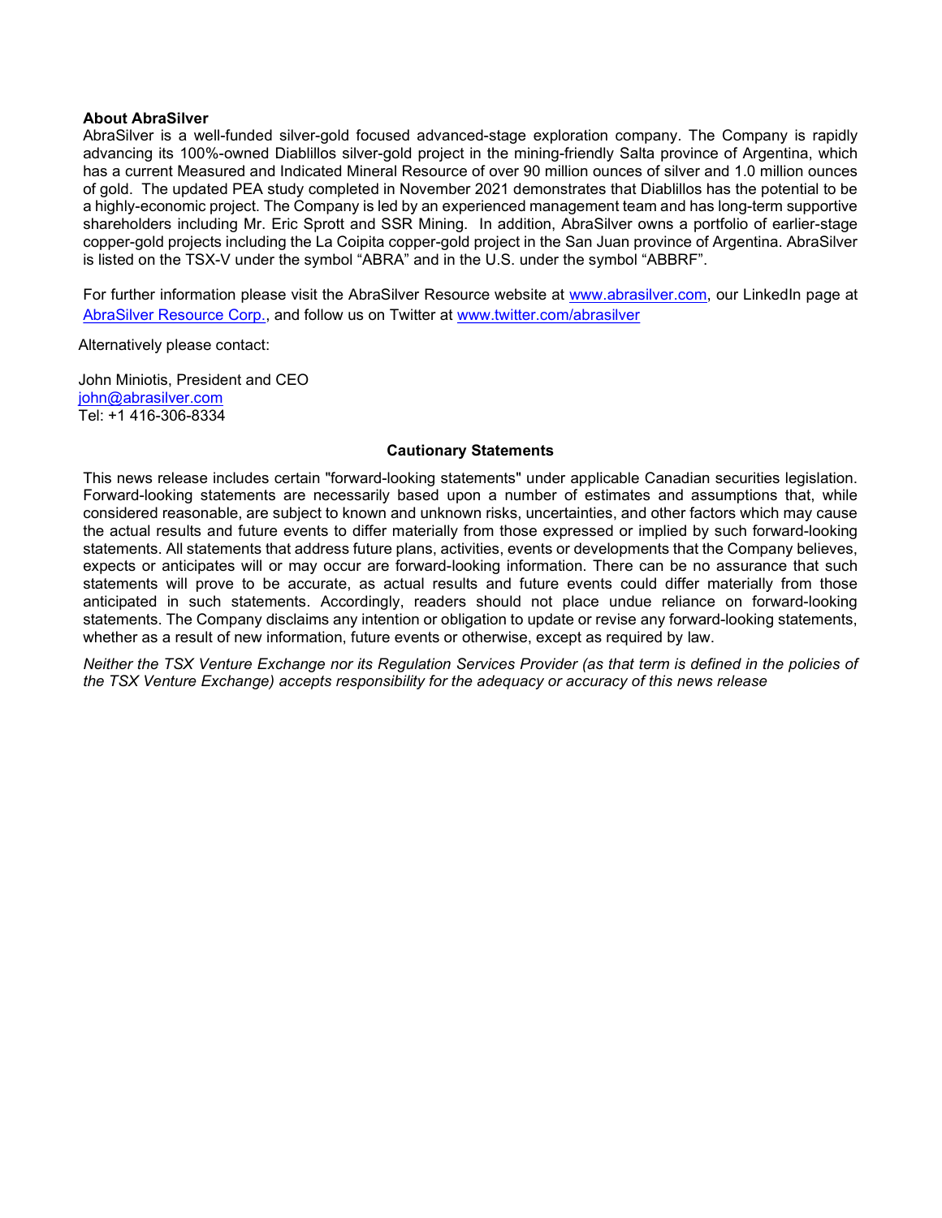**About AbraSilver**

AbraSilver is a well-funded silver-gold focused advanced-stage exploration company. The Company is rapidly advancing its 100%-owned Diablillos silver-gold project in the mining-friendly Salta province of Argentina, which has a current Measured and Indicated Mineral Resource of over 90 million ounces of silver and 1.0 million ounces of gold. The updated PEA study completed in November 2021 demonstrates that Diablillos has the potential to be a highly-economic project. The Company is led by an experienced management team and has long-term supportive shareholders including Mr. Eric Sprott and SSR Mining. In addition, AbraSilver owns a portfolio of earlier-stage copper-gold projects including the La Coipita copper-gold project in the San Juan province of Argentina. AbraSilver is listed on the TSX-V under the symbol "ABRA" and in the U.S. under the symbol "ABBRF".

For further information please visit the AbraSilver Resource website at www.abrasilver.com, our LinkedIn page at AbraSilver Resource Corp., and follow us on Twitter at www.twitter.com/abrasilver

Alternatively please contact:

John Miniotis, President and CEO
john@abrasilver.com
Tel: +1 416-306-8334

**Cautionary Statements**

This news release includes certain "forward-looking statements" under applicable Canadian securities legislation. Forward-looking statements are necessarily based upon a number of estimates and assumptions that, while considered reasonable, are subject to known and unknown risks, uncertainties, and other factors which may cause the actual results and future events to differ materially from those expressed or implied by such forward-looking statements. All statements that address future plans, activities, events or developments that the Company believes, expects or anticipates will or may occur are forward-looking information. There can be no assurance that such statements will prove to be accurate, as actual results and future events could differ materially from those anticipated in such statements. Accordingly, readers should not place undue reliance on forward-looking statements. The Company disclaims any intention or obligation to update or revise any forward-looking statements, whether as a result of new information, future events or otherwise, except as required by law.

*Neither the TSX Venture Exchange nor its Regulation Services Provider (as that term is defined in the policies of the TSX Venture Exchange) accepts responsibility for the adequacy or accuracy of this news release*